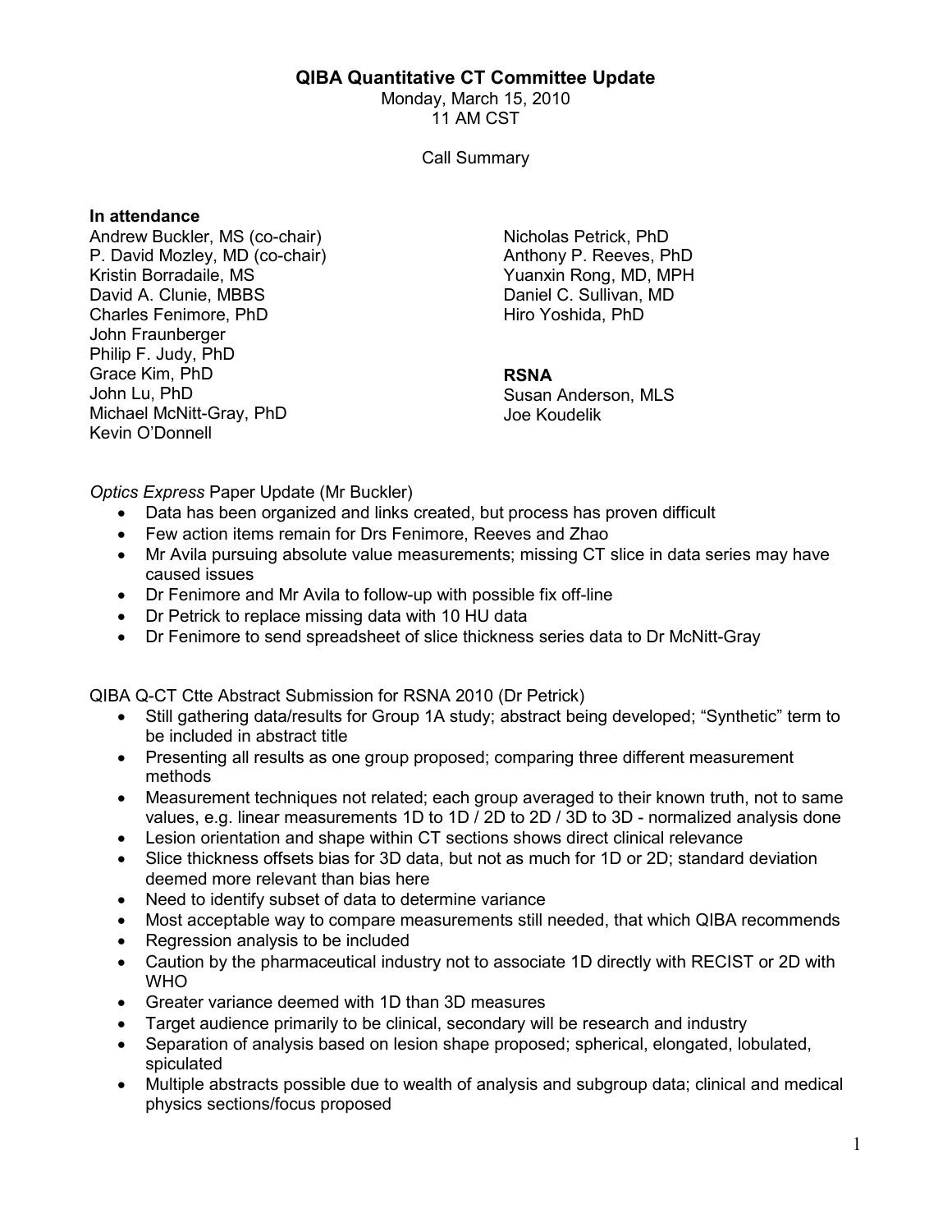# QIBA Quantitative CT Committee Update

Monday, March 15, 2010
11 AM CST

Call Summary

**In attendance**

Andrew Buckler, MS (co-chair)
P. David Mozley, MD (co-chair)
Kristin Borradaile, MS
David A. Clunie, MBBS
Charles Fenimore, PhD
John Fraunberger
Philip F. Judy, PhD
Grace Kim, PhD
John Lu, PhD
Michael McNitt-Gray, PhD
Kevin O'Donnell
Nicholas Petrick, PhD
Anthony P. Reeves, PhD
Yuanxin Rong, MD, MPH
Daniel C. Sullivan, MD
Hiro Yoshida, PhD

**RSNA**

Susan Anderson, MLS
Joe Koudelik

*Optics Express* Paper Update (Mr Buckler)

- Data has been organized and links created, but process has proven difficult
- Few action items remain for Drs Fenimore, Reeves and Zhao
- Mr Avila pursuing absolute value measurements; missing CT slice in data series may have caused issues
- Dr Fenimore and Mr Avila to follow-up with possible fix off-line
- Dr Petrick to replace missing data with 10 HU data
- Dr Fenimore to send spreadsheet of slice thickness series data to Dr McNitt-Gray

QIBA Q-CT Ctte Abstract Submission for RSNA 2010 (Dr Petrick)

- Still gathering data/results for Group 1A study; abstract being developed; "Synthetic" term to be included in abstract title
- Presenting all results as one group proposed; comparing three different measurement methods
- Measurement techniques not related; each group averaged to their known truth, not to same values, e.g. linear measurements 1D to 1D / 2D to 2D / 3D to 3D - normalized analysis done
- Lesion orientation and shape within CT sections shows direct clinical relevance
- Slice thickness offsets bias for 3D data, but not as much for 1D or 2D; standard deviation deemed more relevant than bias here
- Need to identify subset of data to determine variance
- Most acceptable way to compare measurements still needed, that which QIBA recommends
- Regression analysis to be included
- Caution by the pharmaceutical industry not to associate 1D directly with RECIST or 2D with WHO
- Greater variance deemed with 1D than 3D measures
- Target audience primarily to be clinical, secondary will be research and industry
- Separation of analysis based on lesion shape proposed; spherical, elongated, lobulated, spiculated
- Multiple abstracts possible due to wealth of analysis and subgroup data; clinical and medical physics sections/focus proposed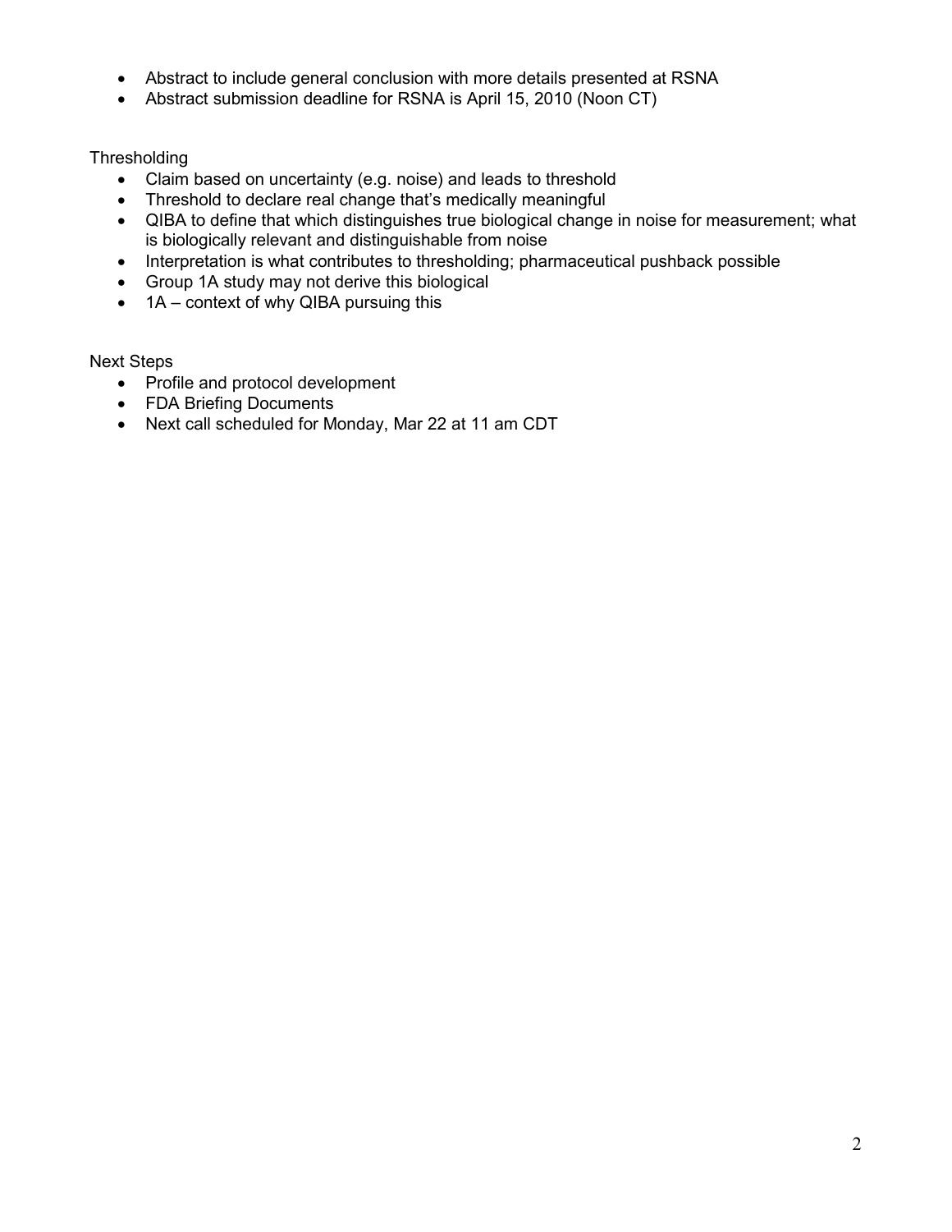- Abstract to include general conclusion with more details presented at RSNA
- Abstract submission deadline for RSNA is April 15, 2010 (Noon CT)

Thresholding

- Claim based on uncertainty (e.g. noise) and leads to threshold
- Threshold to declare real change that's medically meaningful
- QIBA to define that which distinguishes true biological change in noise for measurement; what is biologically relevant and distinguishable from noise
- Interpretation is what contributes to thresholding; pharmaceutical pushback possible
- Group 1A study may not derive this biological
- 1A – context of why QIBA pursuing this

Next Steps

- Profile and protocol development
- FDA Briefing Documents
- Next call scheduled for Monday, Mar 22 at 11 am CDT